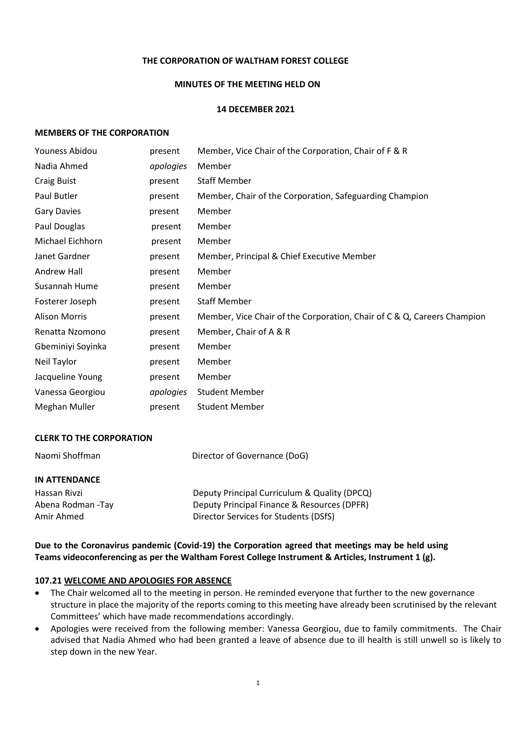**THE CORPORATION OF WALTHAM FOREST COLLEGE**

**MINUTES OF THE MEETING HELD ON**

**14 DECEMBER 2021**

**MEMBERS OF THE CORPORATION**

| | | |
|---|---|---|
| Youness Abidou | present | Member, Vice Chair of the Corporation, Chair of F & R |
| Nadia Ahmed | *apologies* | Member |
| Craig Buist | present | Staff Member |
| Paul Butler | present | Member, Chair of the Corporation, Safeguarding Champion |
| Gary Davies | present | Member |
| Paul Douglas | present | Member |
| Michael Eichhorn | present | Member |
| Janet Gardner | present | Member, Principal & Chief Executive Member |
| Andrew Hall | present | Member |
| Susannah Hume | present | Member |
| Fosterer Joseph | present | Staff Member |
| Alison Morris | present | Member, Vice Chair of the Corporation, Chair of C & Q, Careers Champion |
| Renatta Nzomono | present | Member, Chair of A & R |
| Gbeminiyi Soyinka | present | Member |
| Neil Taylor | present | Member |
| Jacqueline Young | present | Member |
| Vanessa Georgiou | *apologies* | Student Member |
| Meghan Muller | present | Student Member |

**CLERK TO THE CORPORATION**

| | |
|---|---|
| Naomi Shoffman | Director of Governance (DoG) |

**IN ATTENDANCE**

| | |
|---|---|
| Hassan Rivzi | Deputy Principal Curriculum & Quality (DPCQ) |
| Abena Rodman -Tay | Deputy Principal Finance & Resources (DPFR) |
| Amir Ahmed | Director Services for Students (DSfS) |

**Due to the Coronavirus pandemic (Covid-19) the Corporation agreed that meetings may be held using Teams videoconferencing as per the Waltham Forest College Instrument & Articles, Instrument 1 (g).**

**107.21 WELCOME AND APOLOGIES FOR ABSENCE**

- The Chair welcomed all to the meeting in person. He reminded everyone that further to the new governance structure in place the majority of the reports coming to this meeting have already been scrutinised by the relevant Committees' which have made recommendations accordingly.
- Apologies were received from the following member: Vanessa Georgiou, due to family commitments. The Chair advised that Nadia Ahmed who had been granted a leave of absence due to ill health is still unwell so is likely to step down in the new Year.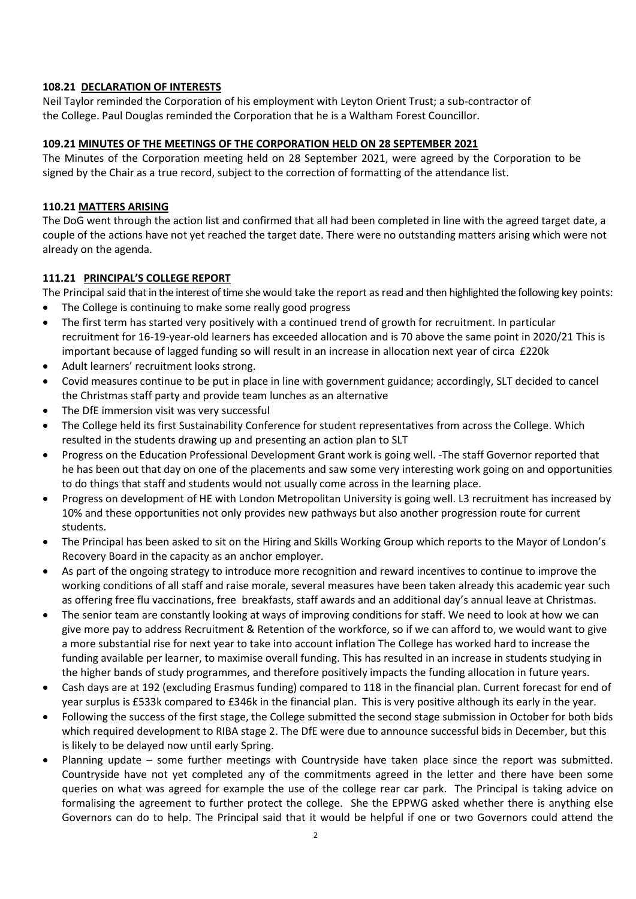### 108.21 DECLARATION OF INTERESTS

Neil Taylor reminded the Corporation of his employment with Leyton Orient Trust; a sub-contractor of the College. Paul Douglas reminded the Corporation that he is a Waltham Forest Councillor.

### 109.21 MINUTES OF THE MEETINGS OF THE CORPORATION HELD ON 28 SEPTEMBER 2021

The Minutes of the Corporation meeting held on 28 September 2021, were agreed by the Corporation to be signed by the Chair as a true record, subject to the correction of formatting of the attendance list.

### 110.21 MATTERS ARISING

The DoG went through the action list and confirmed that all had been completed in line with the agreed target date, a couple of the actions have not yet reached the target date. There were no outstanding matters arising which were not already on the agenda.

### 111.21 PRINCIPAL'S COLLEGE REPORT

The Principal said that in the interest of time she would take the report as read and then highlighted the following key points:

- The College is continuing to make some really good progress
- The first term has started very positively with a continued trend of growth for recruitment. In particular recruitment for 16-19-year-old learners has exceeded allocation and is 70 above the same point in 2020/21 This is important because of lagged funding so will result in an increase in allocation next year of circa £220k
- Adult learners' recruitment looks strong.
- Covid measures continue to be put in place in line with government guidance; accordingly, SLT decided to cancel the Christmas staff party and provide team lunches as an alternative
- The DfE immersion visit was very successful
- The College held its first Sustainability Conference for student representatives from across the College. Which resulted in the students drawing up and presenting an action plan to SLT
- Progress on the Education Professional Development Grant work is going well. -The staff Governor reported that he has been out that day on one of the placements and saw some very interesting work going on and opportunities to do things that staff and students would not usually come across in the learning place.
- Progress on development of HE with London Metropolitan University is going well. L3 recruitment has increased by 10% and these opportunities not only provides new pathways but also another progression route for current students.
- The Principal has been asked to sit on the Hiring and Skills Working Group which reports to the Mayor of London's Recovery Board in the capacity as an anchor employer.
- As part of the ongoing strategy to introduce more recognition and reward incentives to continue to improve the working conditions of all staff and raise morale, several measures have been taken already this academic year such as offering free flu vaccinations, free breakfasts, staff awards and an additional day's annual leave at Christmas.
- The senior team are constantly looking at ways of improving conditions for staff. We need to look at how we can give more pay to address Recruitment & Retention of the workforce, so if we can afford to, we would want to give a more substantial rise for next year to take into account inflation The College has worked hard to increase the funding available per learner, to maximise overall funding. This has resulted in an increase in students studying in the higher bands of study programmes, and therefore positively impacts the funding allocation in future years.
- Cash days are at 192 (excluding Erasmus funding) compared to 118 in the financial plan. Current forecast for end of year surplus is £533k compared to £346k in the financial plan. This is very positive although its early in the year.
- Following the success of the first stage, the College submitted the second stage submission in October for both bids which required development to RIBA stage 2. The DfE were due to announce successful bids in December, but this is likely to be delayed now until early Spring.
- Planning update – some further meetings with Countryside have taken place since the report was submitted. Countryside have not yet completed any of the commitments agreed in the letter and there have been some queries on what was agreed for example the use of the college rear car park. The Principal is taking advice on formalising the agreement to further protect the college. She the EPPWG asked whether there is anything else Governors can do to help. The Principal said that it would be helpful if one or two Governors could attend the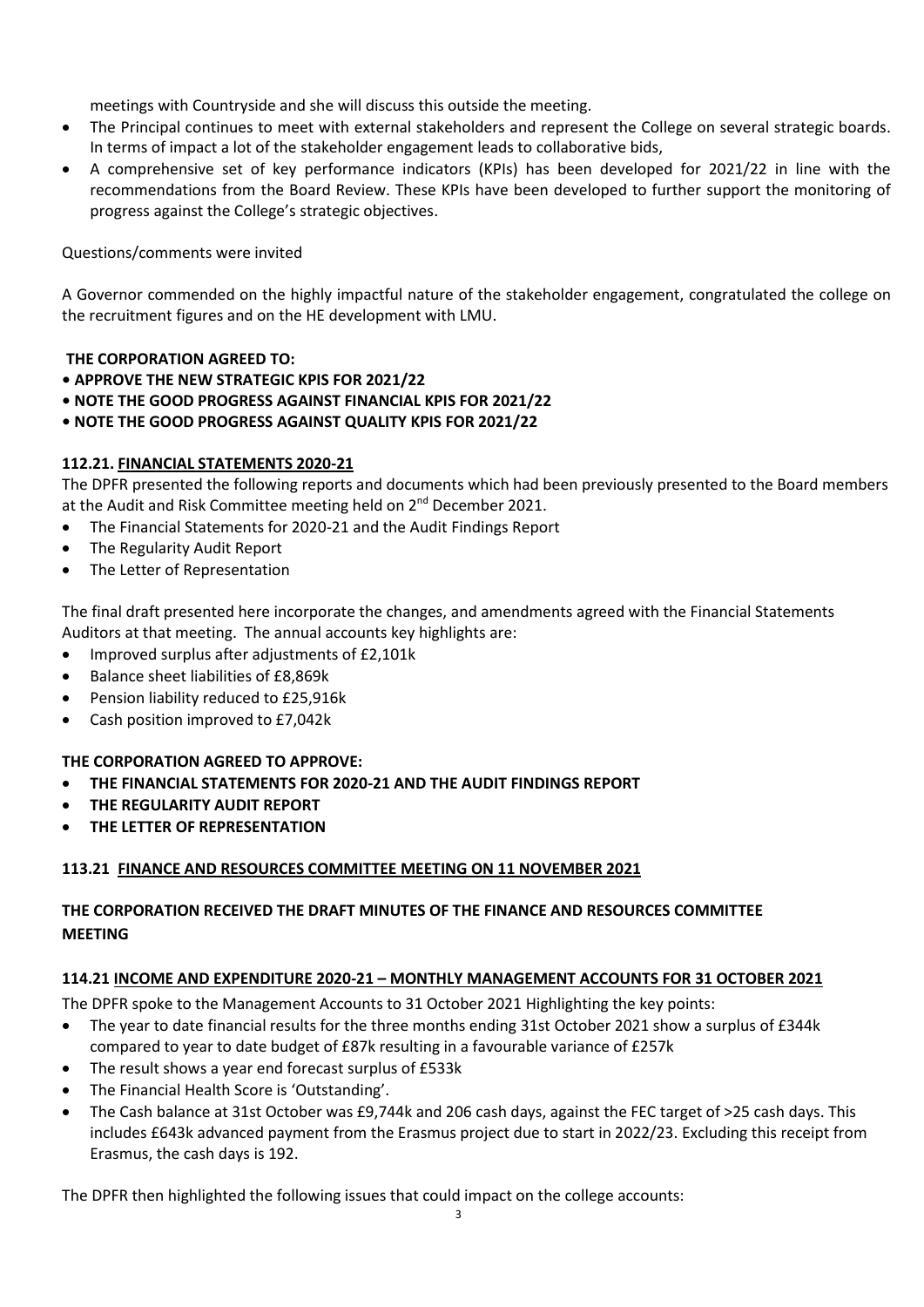meetings with Countryside and she will discuss this outside the meeting.

- The Principal continues to meet with external stakeholders and represent the College on several strategic boards. In terms of impact a lot of the stakeholder engagement leads to collaborative bids,
- A comprehensive set of key performance indicators (KPIs) has been developed for 2021/22 in line with the recommendations from the Board Review. These KPIs have been developed to further support the monitoring of progress against the College's strategic objectives.

Questions/comments were invited

A Governor commended on the highly impactful nature of the stakeholder engagement, congratulated the college on the recruitment figures and on the HE development with LMU.

**THE CORPORATION AGREED TO:**

**• APPROVE THE NEW STRATEGIC KPIS FOR 2021/22**

**• NOTE THE GOOD PROGRESS AGAINST FINANCIAL KPIS FOR 2021/22**

**• NOTE THE GOOD PROGRESS AGAINST QUALITY KPIS FOR 2021/22**

**112.21. FINANCIAL STATEMENTS 2020-21**

The DPFR presented the following reports and documents which had been previously presented to the Board members at the Audit and Risk Committee meeting held on 2nd December 2021.

- The Financial Statements for 2020-21 and the Audit Findings Report
- The Regularity Audit Report
- The Letter of Representation

The final draft presented here incorporate the changes, and amendments agreed with the Financial Statements Auditors at that meeting. The annual accounts key highlights are:

- Improved surplus after adjustments of £2,101k
- Balance sheet liabilities of £8,869k
- Pension liability reduced to £25,916k
- Cash position improved to £7,042k

**THE CORPORATION AGREED TO APPROVE:**

- **THE FINANCIAL STATEMENTS FOR 2020-21 AND THE AUDIT FINDINGS REPORT**
- **THE REGULARITY AUDIT REPORT**
- **THE LETTER OF REPRESENTATION**

**113.21 FINANCE AND RESOURCES COMMITTEE MEETING ON 11 NOVEMBER 2021**

**THE CORPORATION RECEIVED THE DRAFT MINUTES OF THE FINANCE AND RESOURCES COMMITTEE MEETING**

**114.21 INCOME AND EXPENDITURE 2020-21 – MONTHLY MANAGEMENT ACCOUNTS FOR 31 OCTOBER 2021**

The DPFR spoke to the Management Accounts to 31 October 2021 Highlighting the key points:

- The year to date financial results for the three months ending 31st October 2021 show a surplus of £344k compared to year to date budget of £87k resulting in a favourable variance of £257k
- The result shows a year end forecast surplus of £533k
- The Financial Health Score is 'Outstanding'.
- The Cash balance at 31st October was £9,744k and 206 cash days, against the FEC target of >25 cash days. This includes £643k advanced payment from the Erasmus project due to start in 2022/23. Excluding this receipt from Erasmus, the cash days is 192.

The DPFR then highlighted the following issues that could impact on the college accounts: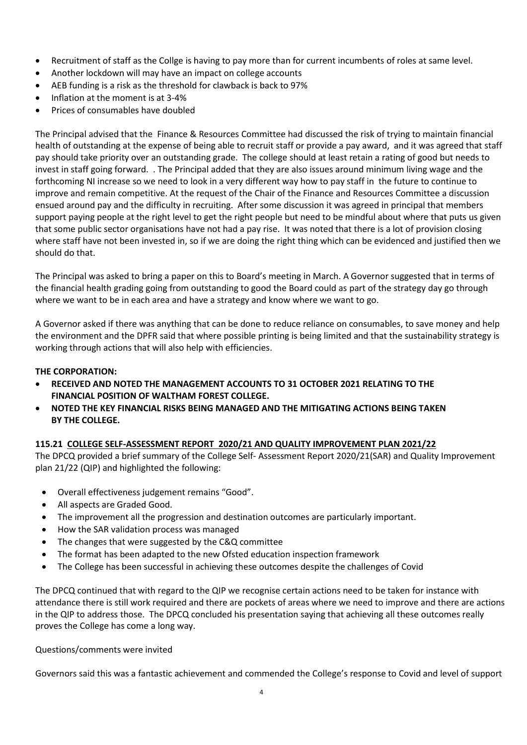- Recruitment of staff as the Collge is having to pay more than for current incumbents of roles at same level.
- Another lockdown will may have an impact on college accounts
- AEB funding is a risk as the threshold for clawback is back to 97%
- Inflation at the moment is at 3-4%
- Prices of consumables have doubled

The Principal advised that the Finance & Resources Committee had discussed the risk of trying to maintain financial health of outstanding at the expense of being able to recruit staff or provide a pay award, and it was agreed that staff pay should take priority over an outstanding grade. The college should at least retain a rating of good but needs to invest in staff going forward. . The Principal added that they are also issues around minimum living wage and the forthcoming NI increase so we need to look in a very different way how to pay staff in the future to continue to improve and remain competitive. At the request of the Chair of the Finance and Resources Committee a discussion ensued around pay and the difficulty in recruiting. After some discussion it was agreed in principal that members support paying people at the right level to get the right people but need to be mindful about where that puts us given that some public sector organisations have not had a pay rise. It was noted that there is a lot of provision closing where staff have not been invested in, so if we are doing the right thing which can be evidenced and justified then we should do that.

The Principal was asked to bring a paper on this to Board's meeting in March. A Governor suggested that in terms of the financial health grading going from outstanding to good the Board could as part of the strategy day go through where we want to be in each area and have a strategy and know where we want to go.

A Governor asked if there was anything that can be done to reduce reliance on consumables, to save money and help the environment and the DPFR said that where possible printing is being limited and that the sustainability strategy is working through actions that will also help with efficiencies.

**THE CORPORATION:**

- **RECEIVED AND NOTED THE MANAGEMENT ACCOUNTS TO 31 OCTOBER 2021 RELATING TO THE FINANCIAL POSITION OF WALTHAM FOREST COLLEGE.**
- **NOTED THE KEY FINANCIAL RISKS BEING MANAGED AND THE MITIGATING ACTIONS BEING TAKEN BY THE COLLEGE.**

**115.21 COLLEGE SELF-ASSESSMENT REPORT 2020/21 AND QUALITY IMPROVEMENT PLAN 2021/22**

The DPCQ provided a brief summary of the College Self- Assessment Report 2020/21(SAR) and Quality Improvement plan 21/22 (QIP) and highlighted the following:

- Overall effectiveness judgement remains "Good".
- All aspects are Graded Good.
- The improvement all the progression and destination outcomes are particularly important.
- How the SAR validation process was managed
- The changes that were suggested by the C&Q committee
- The format has been adapted to the new Ofsted education inspection framework
- The College has been successful in achieving these outcomes despite the challenges of Covid

The DPCQ continued that with regard to the QIP we recognise certain actions need to be taken for instance with attendance there is still work required and there are pockets of areas where we need to improve and there are actions in the QIP to address those. The DPCQ concluded his presentation saying that achieving all these outcomes really proves the College has come a long way.

Questions/comments were invited

Governors said this was a fantastic achievement and commended the College's response to Covid and level of support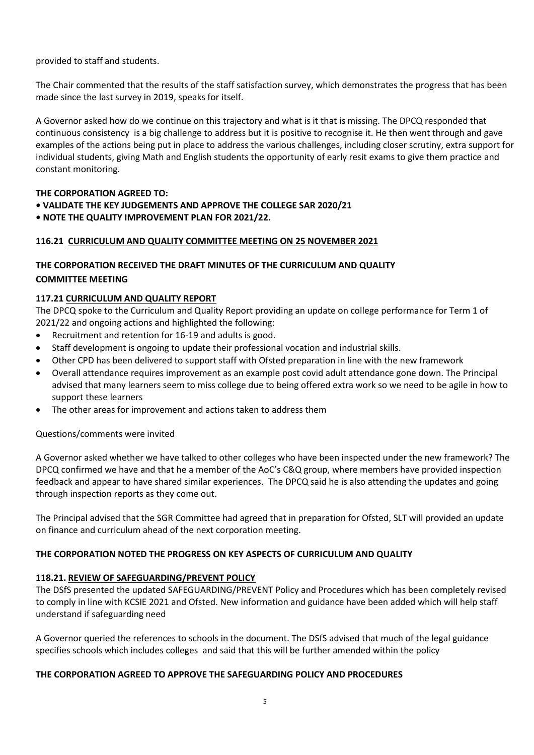provided to staff and students.

The Chair commented that the results of the staff satisfaction survey, which demonstrates the progress that has been made since the last survey in 2019, speaks for itself.

A Governor asked how do we continue on this trajectory and what is it that is missing. The DPCQ responded that continuous consistency is a big challenge to address but it is positive to recognise it. He then went through and gave examples of the actions being put in place to address the various challenges, including closer scrutiny, extra support for individual students, giving Math and English students the opportunity of early resit exams to give them practice and constant monitoring.

**THE CORPORATION AGREED TO:**

**• VALIDATE THE KEY JUDGEMENTS AND APPROVE THE COLLEGE SAR 2020/21**

**• NOTE THE QUALITY IMPROVEMENT PLAN FOR 2021/22.**

### 116.21 CURRICULUM AND QUALITY COMMITTEE MEETING ON 25 NOVEMBER 2021

**THE CORPORATION RECEIVED THE DRAFT MINUTES OF THE CURRICULUM AND QUALITY COMMITTEE MEETING**

### 117.21 CURRICULUM AND QUALITY REPORT

The DPCQ spoke to the Curriculum and Quality Report providing an update on college performance for Term 1 of 2021/22 and ongoing actions and highlighted the following:

- Recruitment and retention for 16-19 and adults is good.
- Staff development is ongoing to update their professional vocation and industrial skills.
- Other CPD has been delivered to support staff with Ofsted preparation in line with the new framework
- Overall attendance requires improvement as an example post covid adult attendance gone down. The Principal advised that many learners seem to miss college due to being offered extra work so we need to be agile in how to support these learners
- The other areas for improvement and actions taken to address them

Questions/comments were invited

A Governor asked whether we have talked to other colleges who have been inspected under the new framework? The DPCQ confirmed we have and that he a member of the AoC's C&Q group, where members have provided inspection feedback and appear to have shared similar experiences. The DPCQ said he is also attending the updates and going through inspection reports as they come out.

The Principal advised that the SGR Committee had agreed that in preparation for Ofsted, SLT will provided an update on finance and curriculum ahead of the next corporation meeting.

**THE CORPORATION NOTED THE PROGRESS ON KEY ASPECTS OF CURRICULUM AND QUALITY**

### 118.21. REVIEW OF SAFEGUARDING/PREVENT POLICY

The DSfS presented the updated SAFEGUARDING/PREVENT Policy and Procedures which has been completely revised to comply in line with KCSIE 2021 and Ofsted. New information and guidance have been added which will help staff understand if safeguarding need

A Governor queried the references to schools in the document. The DSfS advised that much of the legal guidance specifies schools which includes colleges and said that this will be further amended within the policy

**THE CORPORATION AGREED TO APPROVE THE SAFEGUARDING POLICY AND PROCEDURES**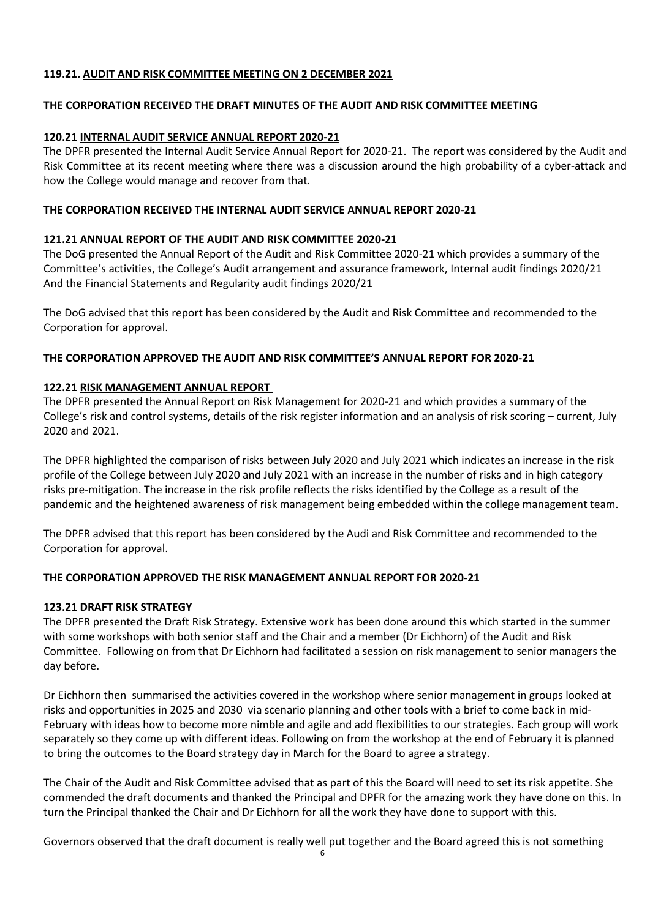**119.21. <u>AUDIT AND RISK COMMITTEE MEETING ON 2 DECEMBER 2021</u>**

**THE CORPORATION RECEIVED THE DRAFT MINUTES OF THE AUDIT AND RISK COMMITTEE MEETING**

**120.21 <u>INTERNAL AUDIT SERVICE ANNUAL REPORT 2020-21</u>**

The DPFR presented the Internal Audit Service Annual Report for 2020-21. The report was considered by the Audit and Risk Committee at its recent meeting where there was a discussion around the high probability of a cyber-attack and how the College would manage and recover from that.

**THE CORPORATION RECEIVED THE INTERNAL AUDIT SERVICE ANNUAL REPORT 2020-21**

**121.21 <u>ANNUAL REPORT OF THE AUDIT AND RISK COMMITTEE 2020-21</u>**

The DoG presented the Annual Report of the Audit and Risk Committee 2020-21 which provides a summary of the Committee's activities, the College's Audit arrangement and assurance framework, Internal audit findings 2020/21 And the Financial Statements and Regularity audit findings 2020/21

The DoG advised that this report has been considered by the Audit and Risk Committee and recommended to the Corporation for approval.

**THE CORPORATION APPROVED THE AUDIT AND RISK COMMITTEE'S ANNUAL REPORT FOR 2020-21**

**122.21 <u>RISK MANAGEMENT ANNUAL REPORT</u>**

The DPFR presented the Annual Report on Risk Management for 2020-21 and which provides a summary of the College's risk and control systems, details of the risk register information and an analysis of risk scoring – current, July 2020 and 2021.

The DPFR highlighted the comparison of risks between July 2020 and July 2021 which indicates an increase in the risk profile of the College between July 2020 and July 2021 with an increase in the number of risks and in high category risks pre-mitigation. The increase in the risk profile reflects the risks identified by the College as a result of the pandemic and the heightened awareness of risk management being embedded within the college management team.

The DPFR advised that this report has been considered by the Audi and Risk Committee and recommended to the Corporation for approval.

**THE CORPORATION APPROVED THE RISK MANAGEMENT ANNUAL REPORT FOR 2020-21**

**123.21 <u>DRAFT RISK STRATEGY</u>**

The DPFR presented the Draft Risk Strategy. Extensive work has been done around this which started in the summer with some workshops with both senior staff and the Chair and a member (Dr Eichhorn) of the Audit and Risk Committee. Following on from that Dr Eichhorn had facilitated a session on risk management to senior managers the day before.

Dr Eichhorn then summarised the activities covered in the workshop where senior management in groups looked at risks and opportunities in 2025 and 2030 via scenario planning and other tools with a brief to come back in mid-February with ideas how to become more nimble and agile and add flexibilities to our strategies. Each group will work separately so they come up with different ideas. Following on from the workshop at the end of February it is planned to bring the outcomes to the Board strategy day in March for the Board to agree a strategy.

The Chair of the Audit and Risk Committee advised that as part of this the Board will need to set its risk appetite. She commended the draft documents and thanked the Principal and DPFR for the amazing work they have done on this. In turn the Principal thanked the Chair and Dr Eichhorn for all the work they have done to support with this.

Governors observed that the draft document is really well put together and the Board agreed this is not something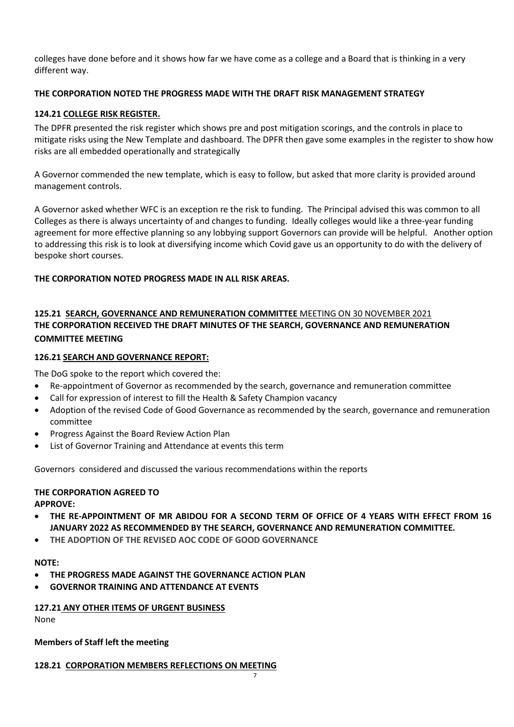colleges have done before and it shows how far we have come as a college and a Board that is thinking in a very different way.

**THE CORPORATION NOTED THE PROGRESS MADE WITH THE DRAFT RISK MANAGEMENT STRATEGY**

**124.21 COLLEGE RISK REGISTER.**

The DPFR presented the risk register which shows pre and post mitigation scorings, and the controls in place to mitigate risks using the New Template and dashboard. The DPFR then gave some examples in the register to show how risks are all embedded operationally and strategically

A Governor commended the new template, which is easy to follow, but asked that more clarity is provided around management controls.

A Governor asked whether WFC is an exception re the risk to funding. The Principal advised this was common to all Colleges as there is always uncertainty of and changes to funding. Ideally colleges would like a three-year funding agreement for more effective planning so any lobbying support Governors can provide will be helpful. Another option to addressing this risk is to look at diversifying income which Covid gave us an opportunity to do with the delivery of bespoke short courses.

**THE CORPORATION NOTED PROGRESS MADE IN ALL RISK AREAS.**

**125.21 SEARCH, GOVERNANCE AND REMUNERATION COMMITTEE** MEETING ON 30 NOVEMBER 2021
**THE CORPORATION RECEIVED THE DRAFT MINUTES OF THE SEARCH, GOVERNANCE AND REMUNERATION COMMITTEE MEETING**

**126.21 SEARCH AND GOVERNANCE REPORT:**

The DoG spoke to the report which covered the:

- Re-appointment of Governor as recommended by the search, governance and remuneration committee
- Call for expression of interest to fill the Health & Safety Champion vacancy
- Adoption of the revised Code of Good Governance as recommended by the search, governance and remuneration committee
- Progress Against the Board Review Action Plan
- List of Governor Training and Attendance at events this term

Governors considered and discussed the various recommendations within the reports

**THE CORPORATION AGREED TO**
**APPROVE:**

- **THE RE-APPOINTMENT OF MR ABIDOU FOR A SECOND TERM OF OFFICE OF 4 YEARS WITH EFFECT FROM 16 JANUARY 2022 AS RECOMMENDED BY THE SEARCH, GOVERNANCE AND REMUNERATION COMMITTEE.**
- **THE ADOPTION OF THE REVISED AOC CODE OF GOOD GOVERNANCE**

**NOTE:**

- **THE PROGRESS MADE AGAINST THE GOVERNANCE ACTION PLAN**
- **GOVERNOR TRAINING AND ATTENDANCE AT EVENTS**

**127.21 ANY OTHER ITEMS OF URGENT BUSINESS**

None

**Members of Staff left the meeting**

**128.21 CORPORATION MEMBERS REFLECTIONS ON MEETING**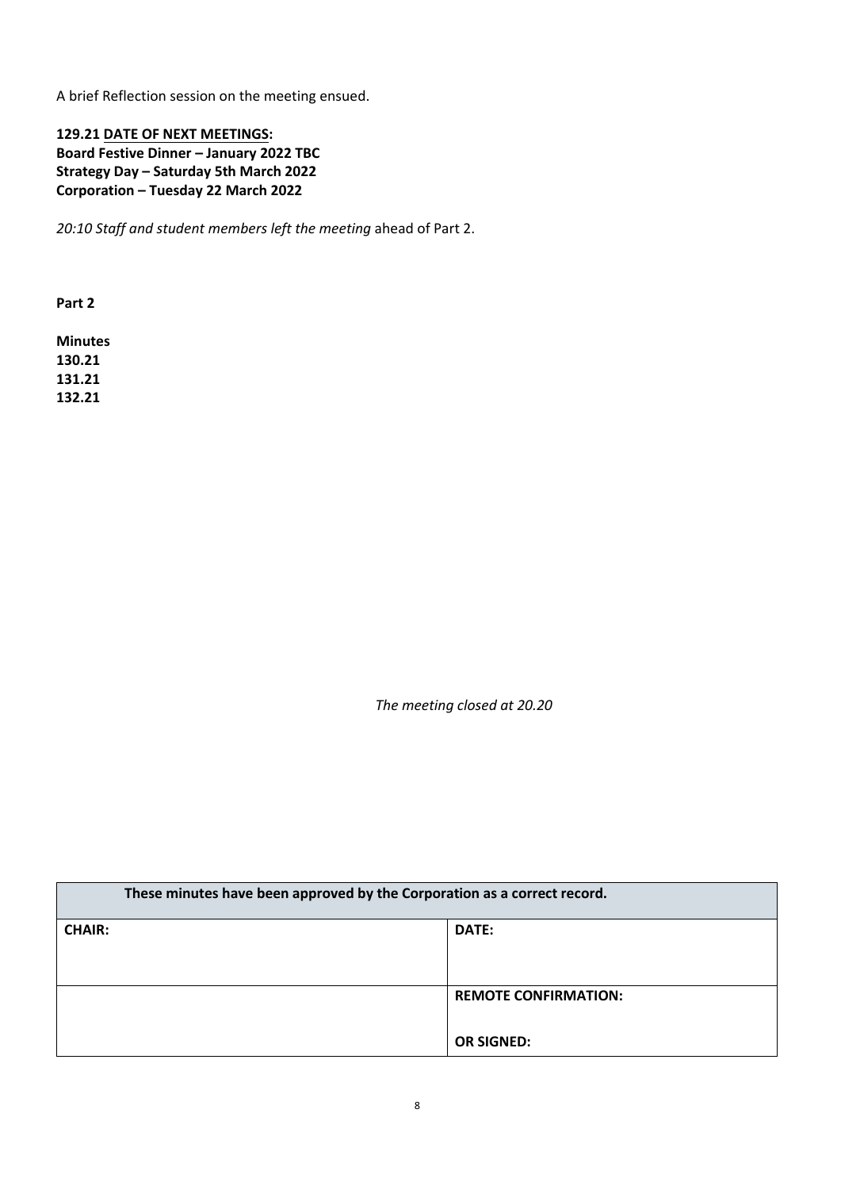A brief Reflection session on the meeting ensued.

**129.21 DATE OF NEXT MEETINGS:**
**Board Festive Dinner – January 2022 TBC**
**Strategy Day – Saturday 5th March 2022**
**Corporation – Tuesday 22 March 2022**

*20:10 Staff and student members left the meeting* ahead of Part 2.

**Part 2**

**Minutes**
**130.21**
**131.21**
**132.21**

*The meeting closed at 20.20*

| These minutes have been approved by the Corporation as a correct record. | |
|---|---|
| **CHAIR:** | **DATE:** |
| | **REMOTE CONFIRMATION:**<br><br>**OR SIGNED:** |